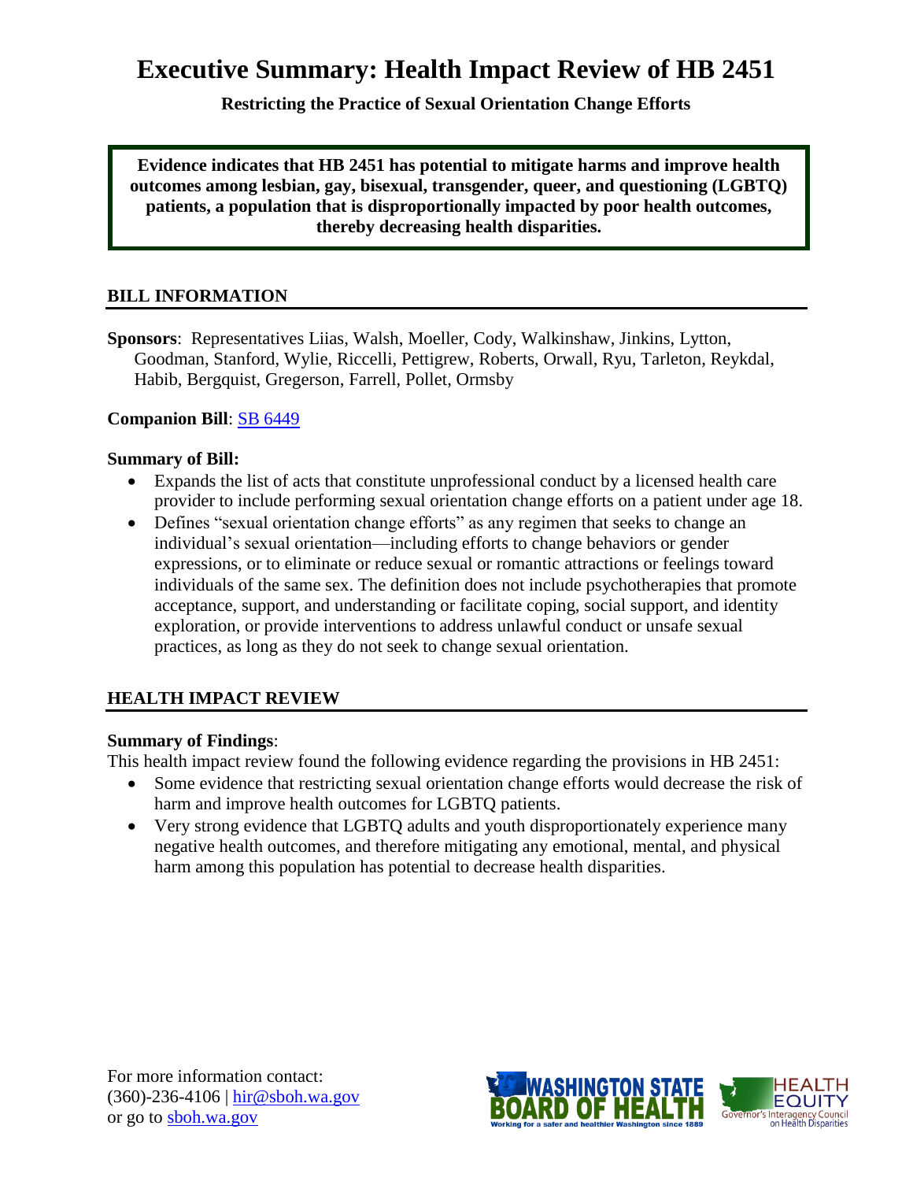# Executive Summary: Health Impact Review of HB 2451

**Restricting the Practice of Sexual Orientation Change Efforts**

**Evidence indicates that HB 2451 has potential to mitigate harms and improve health outcomes among lesbian, gay, bisexual, transgender, queer, and questioning (LGBTQ) patients, a population that is disproportionally impacted by poor health outcomes, thereby decreasing health disparities.**

## BILL INFORMATION

**Sponsors**: Representatives Liias, Walsh, Moeller, Cody, Walkinshaw, Jinkins, Lytton, Goodman, Stanford, Wylie, Riccelli, Pettigrew, Roberts, Orwall, Ryu, Tarleton, Reykdal, Habib, Bergquist, Gregerson, Farrell, Pollet, Ormsby

**Companion Bill**: SB 6449

**Summary of Bill:**

- Expands the list of acts that constitute unprofessional conduct by a licensed health care provider to include performing sexual orientation change efforts on a patient under age 18.
- Defines "sexual orientation change efforts" as any regimen that seeks to change an individual's sexual orientation—including efforts to change behaviors or gender expressions, or to eliminate or reduce sexual or romantic attractions or feelings toward individuals of the same sex. The definition does not include psychotherapies that promote acceptance, support, and understanding or facilitate coping, social support, and identity exploration, or provide interventions to address unlawful conduct or unsafe sexual practices, as long as they do not seek to change sexual orientation.

## HEALTH IMPACT REVIEW

**Summary of Findings**:

This health impact review found the following evidence regarding the provisions in HB 2451:

- Some evidence that restricting sexual orientation change efforts would decrease the risk of harm and improve health outcomes for LGBTQ patients.
- Very strong evidence that LGBTQ adults and youth disproportionately experience many negative health outcomes, and therefore mitigating any emotional, mental, and physical harm among this population has potential to decrease health disparities.

For more information contact:
(360)-236-4106 | hir@sboh.wa.gov
or go to sboh.wa.gov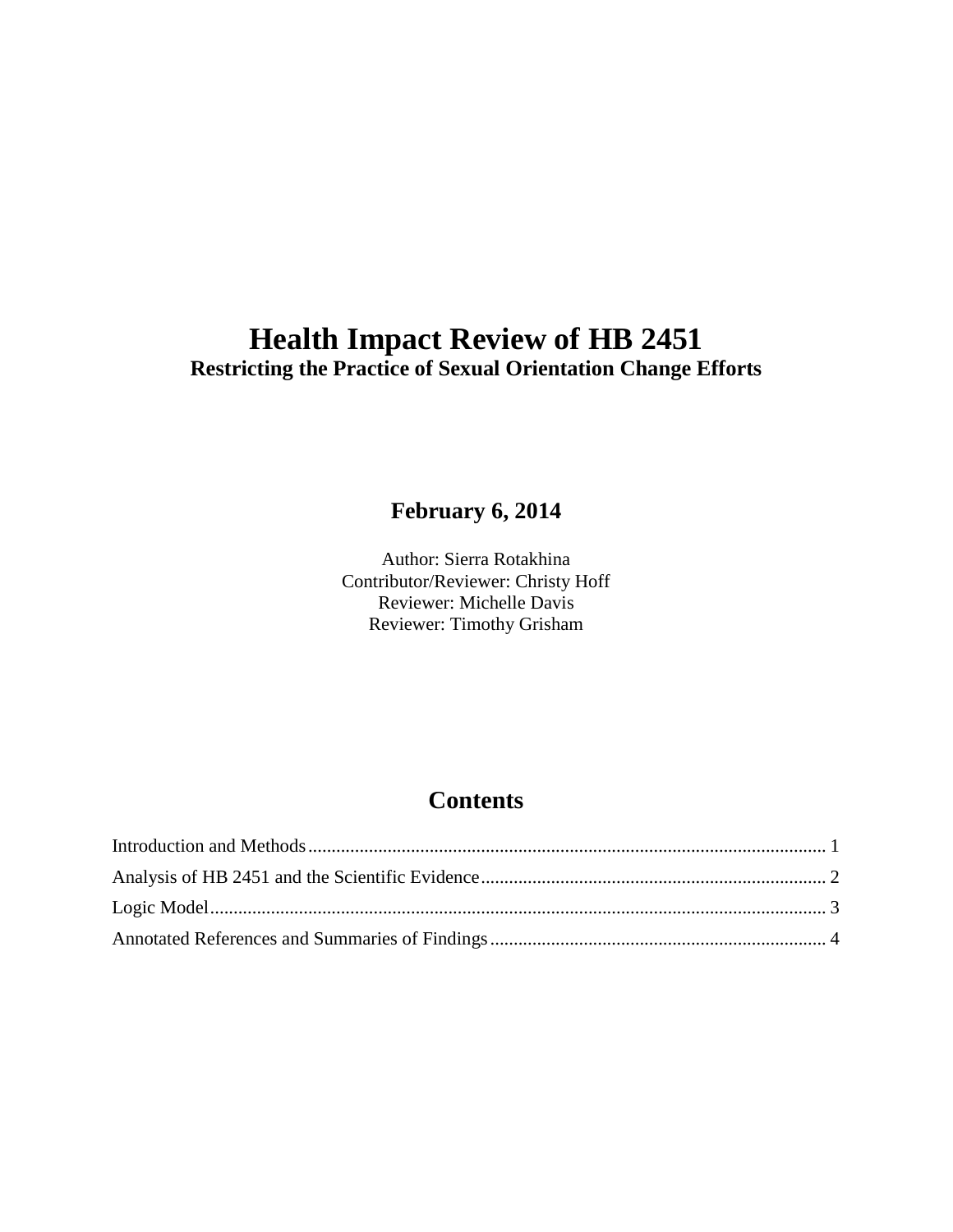# Health Impact Review of HB 2451

**Restricting the Practice of Sexual Orientation Change Efforts**

**February 6, 2014**

Author: Sierra Rotakhina
Contributor/Reviewer: Christy Hoff
Reviewer: Michelle Davis
Reviewer: Timothy Grisham

## Contents

Introduction and Methods ........................................ 1
Analysis of HB 2451 and the Scientific Evidence ........................................ 2
Logic Model ........................................ 3
Annotated References and Summaries of Findings ........................................ 4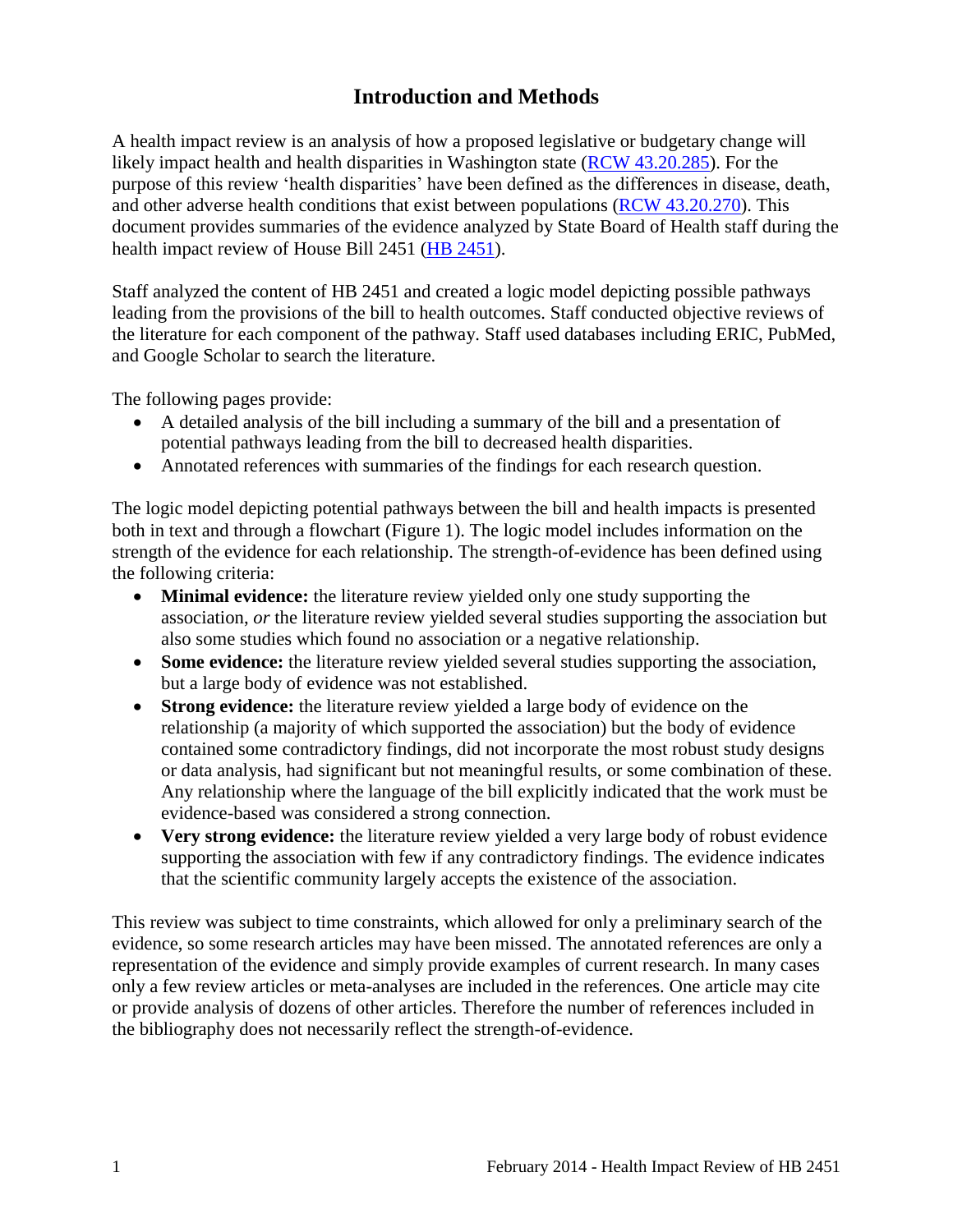# Introduction and Methods

A health impact review is an analysis of how a proposed legislative or budgetary change will likely impact health and health disparities in Washington state (RCW 43.20.285). For the purpose of this review 'health disparities' have been defined as the differences in disease, death, and other adverse health conditions that exist between populations (RCW 43.20.270). This document provides summaries of the evidence analyzed by State Board of Health staff during the health impact review of House Bill 2451 (HB 2451).

Staff analyzed the content of HB 2451 and created a logic model depicting possible pathways leading from the provisions of the bill to health outcomes. Staff conducted objective reviews of the literature for each component of the pathway. Staff used databases including ERIC, PubMed, and Google Scholar to search the literature.

The following pages provide:

- A detailed analysis of the bill including a summary of the bill and a presentation of potential pathways leading from the bill to decreased health disparities.
- Annotated references with summaries of the findings for each research question.

The logic model depicting potential pathways between the bill and health impacts is presented both in text and through a flowchart (Figure 1). The logic model includes information on the strength of the evidence for each relationship. The strength-of-evidence has been defined using the following criteria:

- **Minimal evidence:** the literature review yielded only one study supporting the association, *or* the literature review yielded several studies supporting the association but also some studies which found no association or a negative relationship.
- **Some evidence:** the literature review yielded several studies supporting the association, but a large body of evidence was not established.
- **Strong evidence:** the literature review yielded a large body of evidence on the relationship (a majority of which supported the association) but the body of evidence contained some contradictory findings, did not incorporate the most robust study designs or data analysis, had significant but not meaningful results, or some combination of these. Any relationship where the language of the bill explicitly indicated that the work must be evidence-based was considered a strong connection.
- **Very strong evidence:** the literature review yielded a very large body of robust evidence supporting the association with few if any contradictory findings. The evidence indicates that the scientific community largely accepts the existence of the association.

This review was subject to time constraints, which allowed for only a preliminary search of the evidence, so some research articles may have been missed. The annotated references are only a representation of the evidence and simply provide examples of current research. In many cases only a few review articles or meta-analyses are included in the references. One article may cite or provide analysis of dozens of other articles. Therefore the number of references included in the bibliography does not necessarily reflect the strength-of-evidence.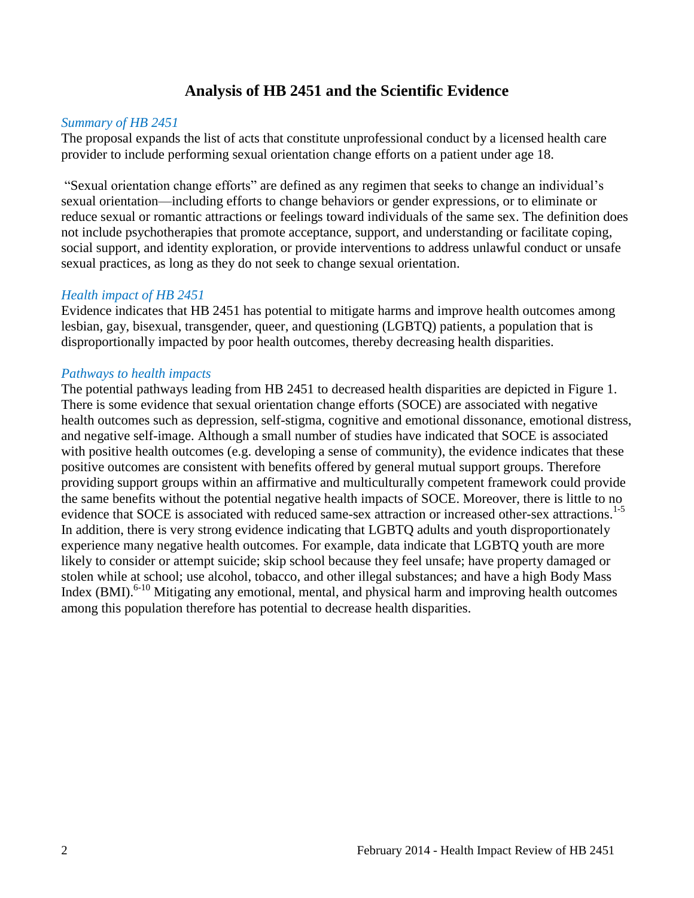## Analysis of HB 2451 and the Scientific Evidence

*Summary of HB 2451*

The proposal expands the list of acts that constitute unprofessional conduct by a licensed health care provider to include performing sexual orientation change efforts on a patient under age 18.

"Sexual orientation change efforts" are defined as any regimen that seeks to change an individual's sexual orientation—including efforts to change behaviors or gender expressions, or to eliminate or reduce sexual or romantic attractions or feelings toward individuals of the same sex. The definition does not include psychotherapies that promote acceptance, support, and understanding or facilitate coping, social support, and identity exploration, or provide interventions to address unlawful conduct or unsafe sexual practices, as long as they do not seek to change sexual orientation.

*Health impact of HB 2451*

Evidence indicates that HB 2451 has potential to mitigate harms and improve health outcomes among lesbian, gay, bisexual, transgender, queer, and questioning (LGBTQ) patients, a population that is disproportionally impacted by poor health outcomes, thereby decreasing health disparities.

*Pathways to health impacts*

The potential pathways leading from HB 2451 to decreased health disparities are depicted in Figure 1. There is some evidence that sexual orientation change efforts (SOCE) are associated with negative health outcomes such as depression, self-stigma, cognitive and emotional dissonance, emotional distress, and negative self-image. Although a small number of studies have indicated that SOCE is associated with positive health outcomes (e.g. developing a sense of community), the evidence indicates that these positive outcomes are consistent with benefits offered by general mutual support groups. Therefore providing support groups within an affirmative and multiculturally competent framework could provide the same benefits without the potential negative health impacts of SOCE. Moreover, there is little to no evidence that SOCE is associated with reduced same-sex attraction or increased other-sex attractions.[1-5] In addition, there is very strong evidence indicating that LGBTQ adults and youth disproportionately experience many negative health outcomes. For example, data indicate that LGBTQ youth are more likely to consider or attempt suicide; skip school because they feel unsafe; have property damaged or stolen while at school; use alcohol, tobacco, and other illegal substances; and have a high Body Mass Index (BMI).[6-10] Mitigating any emotional, mental, and physical harm and improving health outcomes among this population therefore has potential to decrease health disparities.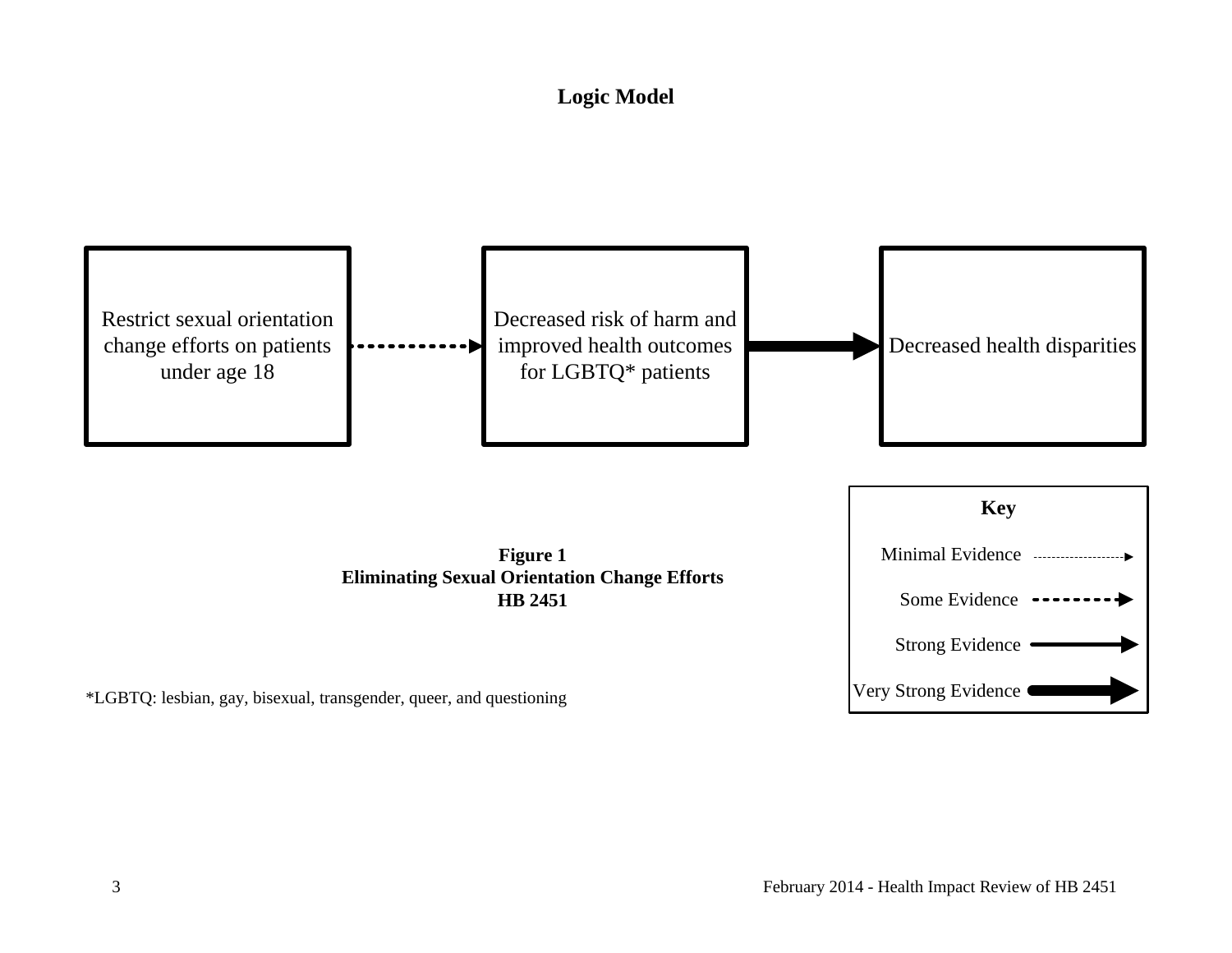## Logic Model

Restrict sexual orientation change efforts on patients under age 18

Decreased risk of harm and improved health outcomes for LGBTQ* patients

Decreased health disparities

**Key**

Minimal Evidence

Some Evidence

Strong Evidence

Very Strong Evidence

**Figure 1**
**Eliminating Sexual Orientation Change Efforts**
**HB 2451**

*LGBTQ: lesbian, gay, bisexual, transgender, queer, and questioning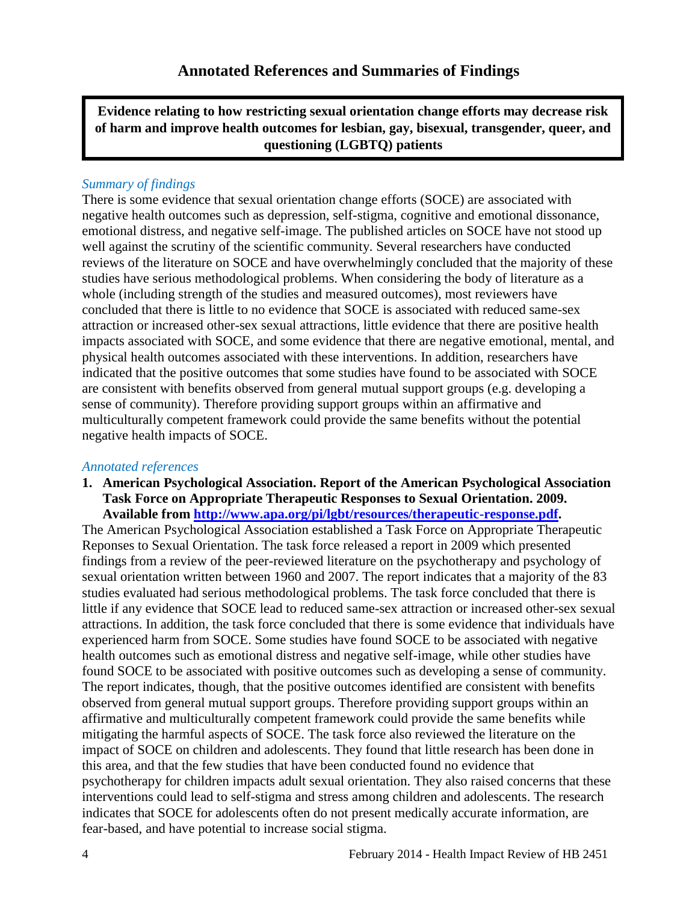## Annotated References and Summaries of Findings

**Evidence relating to how restricting sexual orientation change efforts may decrease risk of harm and improve health outcomes for lesbian, gay, bisexual, transgender, queer, and questioning (LGBTQ) patients**

*Summary of findings*

There is some evidence that sexual orientation change efforts (SOCE) are associated with negative health outcomes such as depression, self-stigma, cognitive and emotional dissonance, emotional distress, and negative self-image. The published articles on SOCE have not stood up well against the scrutiny of the scientific community. Several researchers have conducted reviews of the literature on SOCE and have overwhelmingly concluded that the majority of these studies have serious methodological problems. When considering the body of literature as a whole (including strength of the studies and measured outcomes), most reviewers have concluded that there is little to no evidence that SOCE is associated with reduced same-sex attraction or increased other-sex sexual attractions, little evidence that there are positive health impacts associated with SOCE, and some evidence that there are negative emotional, mental, and physical health outcomes associated with these interventions. In addition, researchers have indicated that the positive outcomes that some studies have found to be associated with SOCE are consistent with benefits observed from general mutual support groups (e.g. developing a sense of community). Therefore providing support groups within an affirmative and multiculturally competent framework could provide the same benefits without the potential negative health impacts of SOCE.

*Annotated references*

1. **American Psychological Association. Report of the American Psychological Association Task Force on Appropriate Therapeutic Responses to Sexual Orientation. 2009. Available from [http://www.apa.org/pi/lgbt/resources/therapeutic-response.pdf](http://www.apa.org/pi/lgbt/resources/therapeutic-response.pdf).**

The American Psychological Association established a Task Force on Appropriate Therapeutic Reponses to Sexual Orientation. The task force released a report in 2009 which presented findings from a review of the peer-reviewed literature on the psychotherapy and psychology of sexual orientation written between 1960 and 2007. The report indicates that a majority of the 83 studies evaluated had serious methodological problems. The task force concluded that there is little if any evidence that SOCE lead to reduced same-sex attraction or increased other-sex sexual attractions. In addition, the task force concluded that there is some evidence that individuals have experienced harm from SOCE. Some studies have found SOCE to be associated with negative health outcomes such as emotional distress and negative self-image, while other studies have found SOCE to be associated with positive outcomes such as developing a sense of community. The report indicates, though, that the positive outcomes identified are consistent with benefits observed from general mutual support groups. Therefore providing support groups within an affirmative and multiculturally competent framework could provide the same benefits while mitigating the harmful aspects of SOCE. The task force also reviewed the literature on the impact of SOCE on children and adolescents. They found that little research has been done in this area, and that the few studies that have been conducted found no evidence that psychotherapy for children impacts adult sexual orientation. They also raised concerns that these interventions could lead to self-stigma and stress among children and adolescents. The research indicates that SOCE for adolescents often do not present medically accurate information, are fear-based, and have potential to increase social stigma.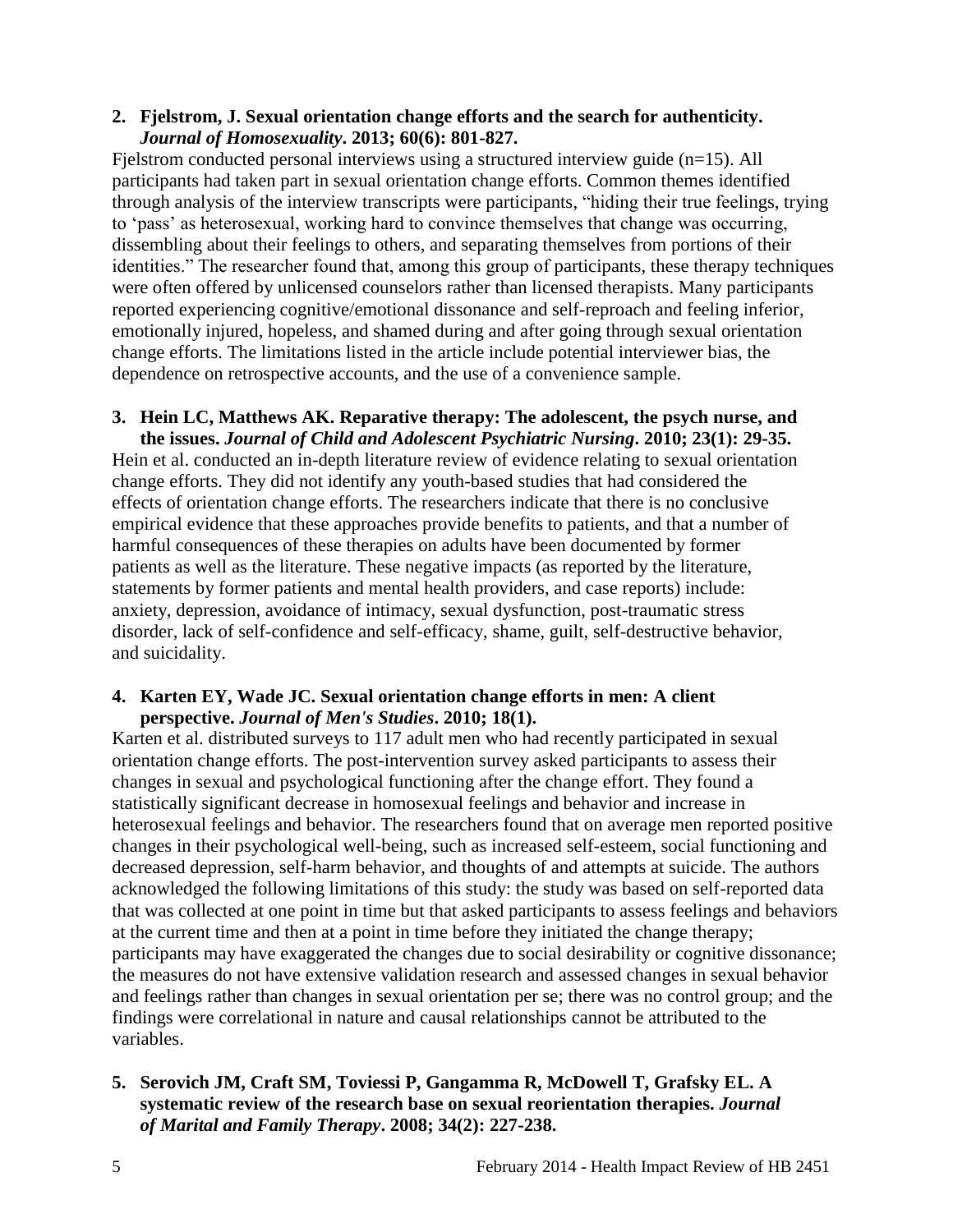**2. Fjelstrom, J. Sexual orientation change efforts and the search for authenticity. *Journal of Homosexuality*. 2013; 60(6): 801-827.**

Fjelstrom conducted personal interviews using a structured interview guide (n=15). All participants had taken part in sexual orientation change efforts. Common themes identified through analysis of the interview transcripts were participants, "hiding their true feelings, trying to 'pass' as heterosexual, working hard to convince themselves that change was occurring, dissembling about their feelings to others, and separating themselves from portions of their identities." The researcher found that, among this group of participants, these therapy techniques were often offered by unlicensed counselors rather than licensed therapists. Many participants reported experiencing cognitive/emotional dissonance and self-reproach and feeling inferior, emotionally injured, hopeless, and shamed during and after going through sexual orientation change efforts. The limitations listed in the article include potential interviewer bias, the dependence on retrospective accounts, and the use of a convenience sample.

**3. Hein LC, Matthews AK. Reparative therapy: The adolescent, the psych nurse, and the issues. *Journal of Child and Adolescent Psychiatric Nursing*. 2010; 23(1): 29-35.**

Hein et al. conducted an in-depth literature review of evidence relating to sexual orientation change efforts. They did not identify any youth-based studies that had considered the effects of orientation change efforts. The researchers indicate that there is no conclusive empirical evidence that these approaches provide benefits to patients, and that a number of harmful consequences of these therapies on adults have been documented by former patients as well as the literature. These negative impacts (as reported by the literature, statements by former patients and mental health providers, and case reports) include: anxiety, depression, avoidance of intimacy, sexual dysfunction, post-traumatic stress disorder, lack of self-confidence and self-efficacy, shame, guilt, self-destructive behavior, and suicidality.

**4. Karten EY, Wade JC. Sexual orientation change efforts in men: A client perspective. *Journal of Men's Studies*. 2010; 18(1).**

Karten et al. distributed surveys to 117 adult men who had recently participated in sexual orientation change efforts. The post-intervention survey asked participants to assess their changes in sexual and psychological functioning after the change effort. They found a statistically significant decrease in homosexual feelings and behavior and increase in heterosexual feelings and behavior. The researchers found that on average men reported positive changes in their psychological well-being, such as increased self-esteem, social functioning and decreased depression, self-harm behavior, and thoughts of and attempts at suicide. The authors acknowledged the following limitations of this study: the study was based on self-reported data that was collected at one point in time but that asked participants to assess feelings and behaviors at the current time and then at a point in time before they initiated the change therapy; participants may have exaggerated the changes due to social desirability or cognitive dissonance; the measures do not have extensive validation research and assessed changes in sexual behavior and feelings rather than changes in sexual orientation per se; there was no control group; and the findings were correlational in nature and causal relationships cannot be attributed to the variables.

**5. Serovich JM, Craft SM, Toviessi P, Gangamma R, McDowell T, Grafsky EL. A systematic review of the research base on sexual reorientation therapies. *Journal of Marital and Family Therapy*. 2008; 34(2): 227-238.**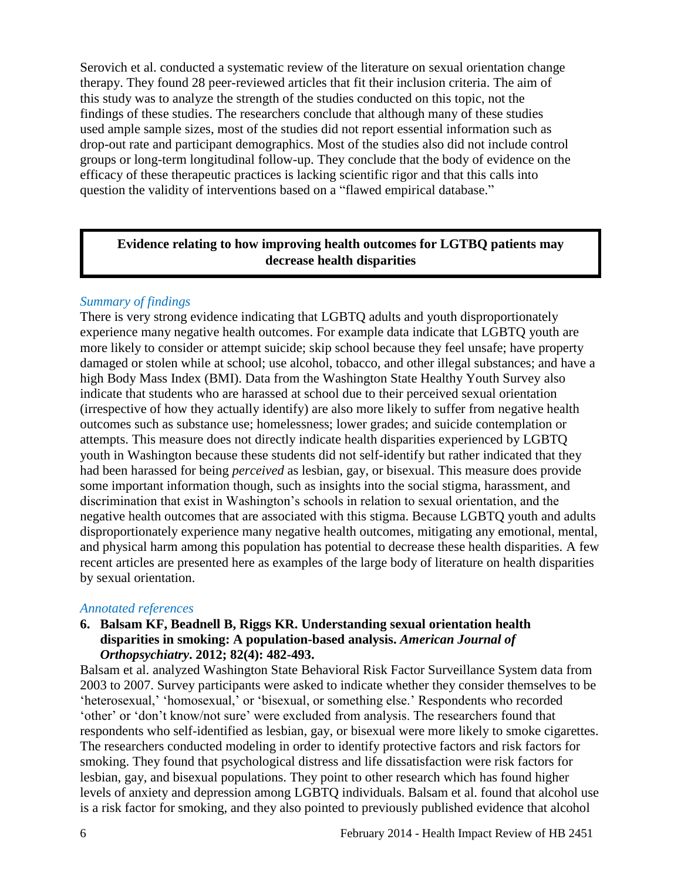Serovich et al. conducted a systematic review of the literature on sexual orientation change therapy. They found 28 peer-reviewed articles that fit their inclusion criteria. The aim of this study was to analyze the strength of the studies conducted on this topic, not the findings of these studies. The researchers conclude that although many of these studies used ample sample sizes, most of the studies did not report essential information such as drop-out rate and participant demographics. Most of the studies also did not include control groups or long-term longitudinal follow-up. They conclude that the body of evidence on the efficacy of these therapeutic practices is lacking scientific rigor and that this calls into question the validity of interventions based on a "flawed empirical database."

## Evidence relating to how improving health outcomes for LGTBQ patients may decrease health disparities

*Summary of findings*

There is very strong evidence indicating that LGBTQ adults and youth disproportionately experience many negative health outcomes. For example data indicate that LGBTQ youth are more likely to consider or attempt suicide; skip school because they feel unsafe; have property damaged or stolen while at school; use alcohol, tobacco, and other illegal substances; and have a high Body Mass Index (BMI). Data from the Washington State Healthy Youth Survey also indicate that students who are harassed at school due to their perceived sexual orientation (irrespective of how they actually identify) are also more likely to suffer from negative health outcomes such as substance use; homelessness; lower grades; and suicide contemplation or attempts. This measure does not directly indicate health disparities experienced by LGBTQ youth in Washington because these students did not self-identify but rather indicated that they had been harassed for being *perceived* as lesbian, gay, or bisexual. This measure does provide some important information though, such as insights into the social stigma, harassment, and discrimination that exist in Washington's schools in relation to sexual orientation, and the negative health outcomes that are associated with this stigma. Because LGBTQ youth and adults disproportionately experience many negative health outcomes, mitigating any emotional, mental, and physical harm among this population has potential to decrease these health disparities. A few recent articles are presented here as examples of the large body of literature on health disparities by sexual orientation.

*Annotated references*

**6. Balsam KF, Beadnell B, Riggs KR. Understanding sexual orientation health disparities in smoking: A population-based analysis. *American Journal of Orthopsychiatry*. 2012; 82(4): 482-493.**

Balsam et al. analyzed Washington State Behavioral Risk Factor Surveillance System data from 2003 to 2007. Survey participants were asked to indicate whether they consider themselves to be 'heterosexual,' 'homosexual,' or 'bisexual, or something else.' Respondents who recorded 'other' or 'don't know/not sure' were excluded from analysis. The researchers found that respondents who self-identified as lesbian, gay, or bisexual were more likely to smoke cigarettes. The researchers conducted modeling in order to identify protective factors and risk factors for smoking. They found that psychological distress and life dissatisfaction were risk factors for lesbian, gay, and bisexual populations. They point to other research which has found higher levels of anxiety and depression among LGBTQ individuals. Balsam et al. found that alcohol use is a risk factor for smoking, and they also pointed to previously published evidence that alcohol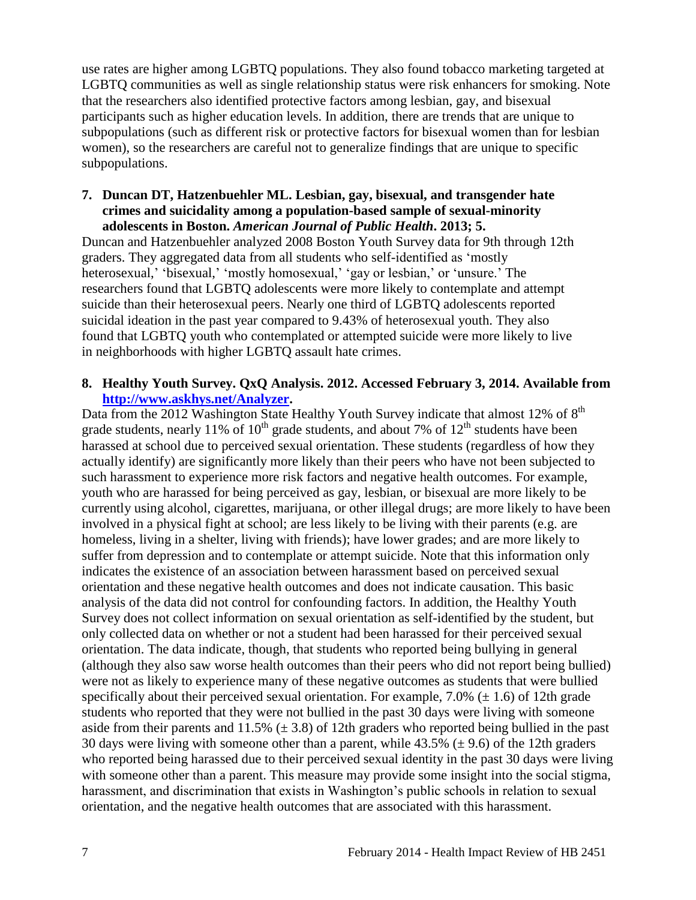use rates are higher among LGBTQ populations. They also found tobacco marketing targeted at LGBTQ communities as well as single relationship status were risk enhancers for smoking. Note that the researchers also identified protective factors among lesbian, gay, and bisexual participants such as higher education levels. In addition, there are trends that are unique to subpopulations (such as different risk or protective factors for bisexual women than for lesbian women), so the researchers are careful not to generalize findings that are unique to specific subpopulations.

**7. Duncan DT, Hatzenbuehler ML. Lesbian, gay, bisexual, and transgender hate crimes and suicidality among a population-based sample of sexual-minority adolescents in Boston. *American Journal of Public Health*. 2013; 5.**

Duncan and Hatzenbuehler analyzed 2008 Boston Youth Survey data for 9th through 12th graders. They aggregated data from all students who self-identified as 'mostly heterosexual,' 'bisexual,' 'mostly homosexual,' 'gay or lesbian,' or 'unsure.' The researchers found that LGBTQ adolescents were more likely to contemplate and attempt suicide than their heterosexual peers. Nearly one third of LGBTQ adolescents reported suicidal ideation in the past year compared to 9.43% of heterosexual youth. They also found that LGBTQ youth who contemplated or attempted suicide were more likely to live in neighborhoods with higher LGBTQ assault hate crimes.

**8. Healthy Youth Survey. QxQ Analysis. 2012. Accessed February 3, 2014. Available from [http://www.askhys.net/Analyzer](http://www.askhys.net/Analyzer).**

Data from the 2012 Washington State Healthy Youth Survey indicate that almost 12% of 8th grade students, nearly 11% of 10th grade students, and about 7% of 12th students have been harassed at school due to perceived sexual orientation. These students (regardless of how they actually identify) are significantly more likely than their peers who have not been subjected to such harassment to experience more risk factors and negative health outcomes. For example, youth who are harassed for being perceived as gay, lesbian, or bisexual are more likely to be currently using alcohol, cigarettes, marijuana, or other illegal drugs; are more likely to have been involved in a physical fight at school; are less likely to be living with their parents (e.g. are homeless, living in a shelter, living with friends); have lower grades; and are more likely to suffer from depression and to contemplate or attempt suicide. Note that this information only indicates the existence of an association between harassment based on perceived sexual orientation and these negative health outcomes and does not indicate causation. This basic analysis of the data did not control for confounding factors. In addition, the Healthy Youth Survey does not collect information on sexual orientation as self-identified by the student, but only collected data on whether or not a student had been harassed for their perceived sexual orientation. The data indicate, though, that students who reported being bullying in general (although they also saw worse health outcomes than their peers who did not report being bullied) were not as likely to experience many of these negative outcomes as students that were bullied specifically about their perceived sexual orientation. For example, 7.0% ($\pm$ 1.6) of 12th grade students who reported that they were not bullied in the past 30 days were living with someone aside from their parents and 11.5% ($\pm$ 3.8) of 12th graders who reported being bullied in the past 30 days were living with someone other than a parent, while 43.5% ($\pm$ 9.6) of the 12th graders who reported being harassed due to their perceived sexual identity in the past 30 days were living with someone other than a parent. This measure may provide some insight into the social stigma, harassment, and discrimination that exists in Washington's public schools in relation to sexual orientation, and the negative health outcomes that are associated with this harassment.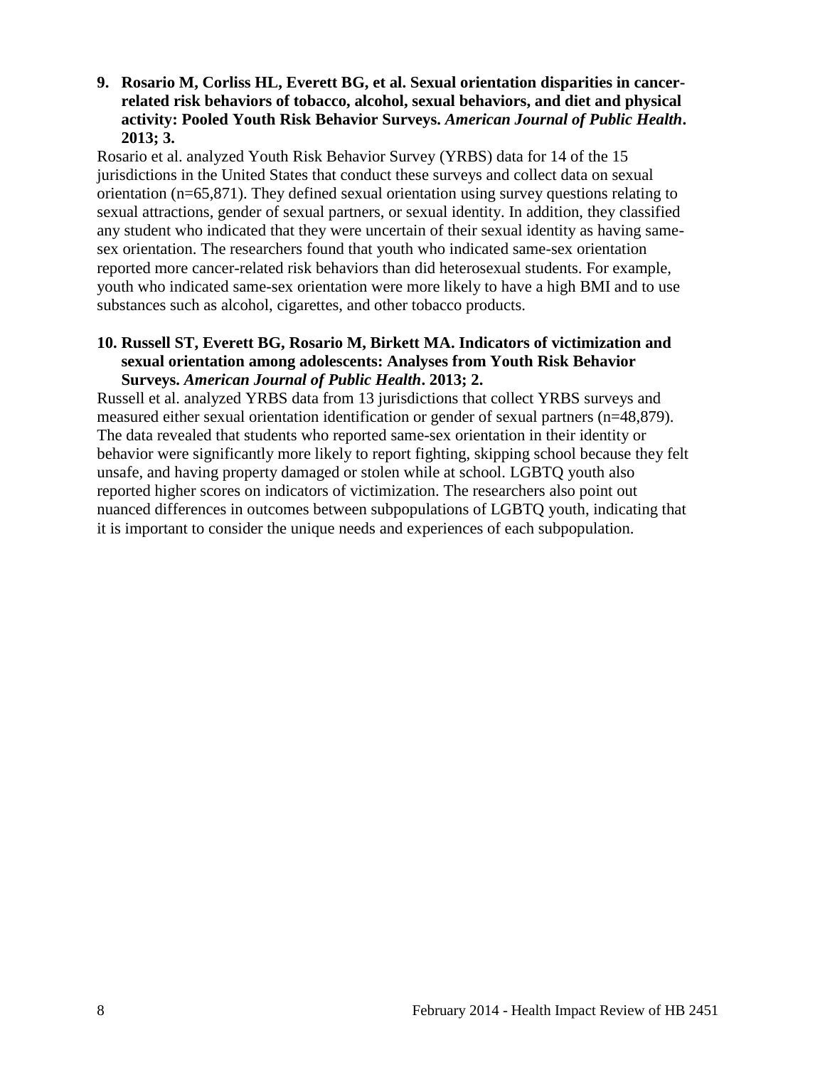9. **Rosario M, Corliss HL, Everett BG, et al. Sexual orientation disparities in cancer-related risk behaviors of tobacco, alcohol, sexual behaviors, and diet and physical activity: Pooled Youth Risk Behavior Surveys. *American Journal of Public Health*. 2013; 3.**

Rosario et al. analyzed Youth Risk Behavior Survey (YRBS) data for 14 of the 15 jurisdictions in the United States that conduct these surveys and collect data on sexual orientation (n=65,871). They defined sexual orientation using survey questions relating to sexual attractions, gender of sexual partners, or sexual identity. In addition, they classified any student who indicated that they were uncertain of their sexual identity as having same-sex orientation. The researchers found that youth who indicated same-sex orientation reported more cancer-related risk behaviors than did heterosexual students. For example, youth who indicated same-sex orientation were more likely to have a high BMI and to use substances such as alcohol, cigarettes, and other tobacco products.

10. **Russell ST, Everett BG, Rosario M, Birkett MA. Indicators of victimization and sexual orientation among adolescents: Analyses from Youth Risk Behavior Surveys. *American Journal of Public Health*. 2013; 2.**

Russell et al. analyzed YRBS data from 13 jurisdictions that collect YRBS surveys and measured either sexual orientation identification or gender of sexual partners (n=48,879). The data revealed that students who reported same-sex orientation in their identity or behavior were significantly more likely to report fighting, skipping school because they felt unsafe, and having property damaged or stolen while at school. LGBTQ youth also reported higher scores on indicators of victimization. The researchers also point out nuanced differences in outcomes between subpopulations of LGBTQ youth, indicating that it is important to consider the unique needs and experiences of each subpopulation.